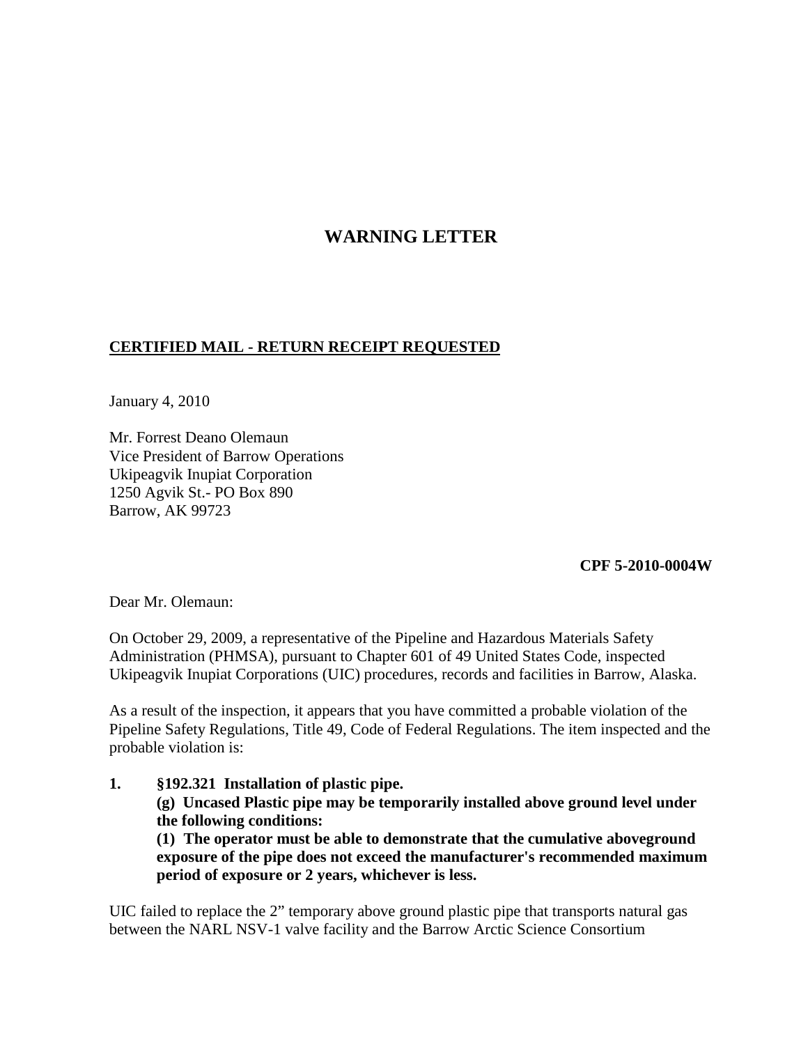# WARNING LETTER

**CERTIFIED MAIL - RETURN RECEIPT REQUESTED**

January 4, 2010

Mr. Forrest Deano Olemaun
Vice President of Barrow Operations
Ukipeagvik Inupiat Corporation
1250 Agvik St.- PO Box 890
Barrow, AK 99723

**CPF 5-2010-0004W**

Dear Mr. Olemaun:

On October 29, 2009, a representative of the Pipeline and Hazardous Materials Safety Administration (PHMSA), pursuant to Chapter 601 of 49 United States Code, inspected Ukipeagvik Inupiat Corporations (UIC) procedures, records and facilities in Barrow, Alaska.

As a result of the inspection, it appears that you have committed a probable violation of the Pipeline Safety Regulations, Title 49, Code of Federal Regulations. The item inspected and the probable violation is:

1. **§192.321 Installation of plastic pipe.**
   **(g) Uncased Plastic pipe may be temporarily installed above ground level under the following conditions:**
   **(1) The operator must be able to demonstrate that the cumulative aboveground exposure of the pipe does not exceed the manufacturer's recommended maximum period of exposure or 2 years, whichever is less.**

UIC failed to replace the 2" temporary above ground plastic pipe that transports natural gas between the NARL NSV-1 valve facility and the Barrow Arctic Science Consortium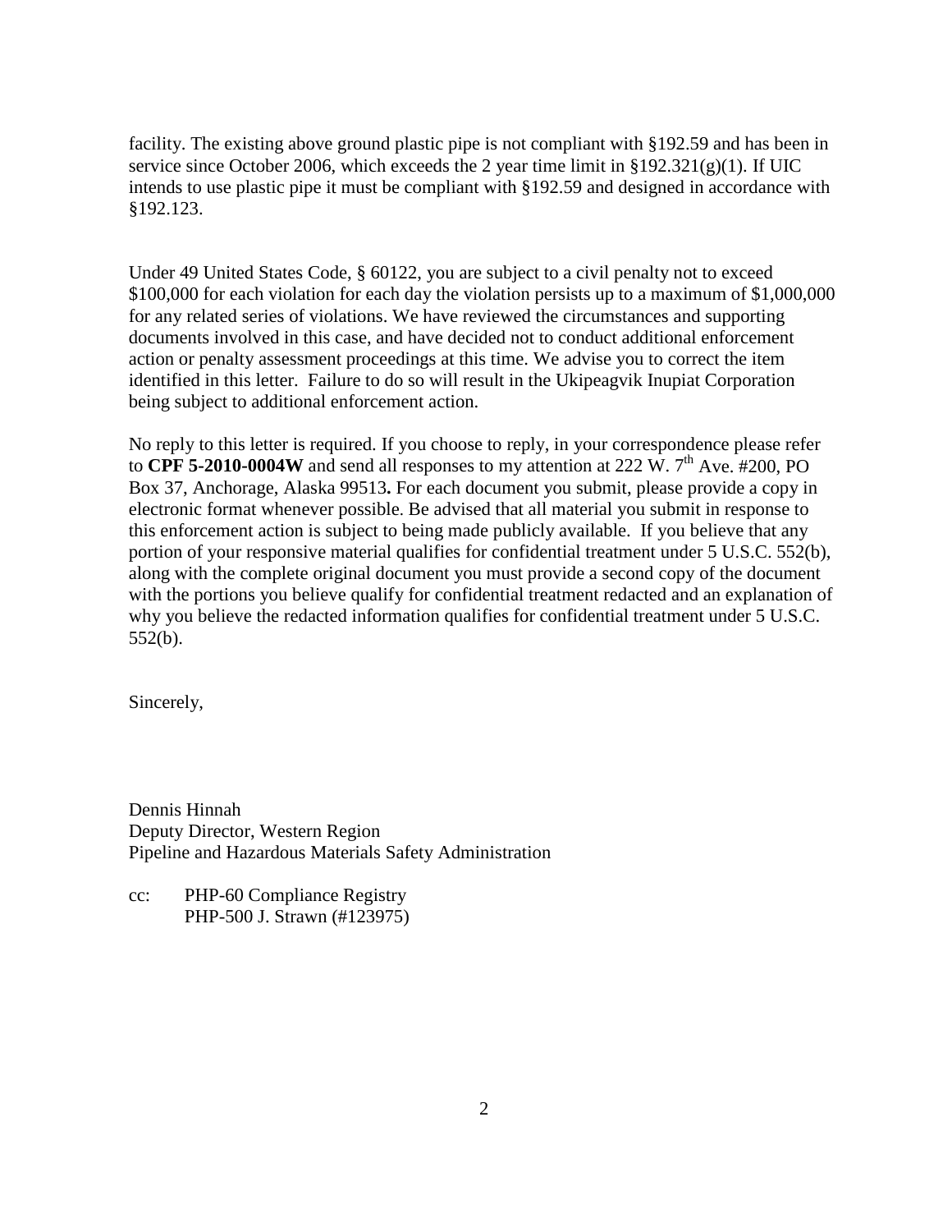facility. The existing above ground plastic pipe is not compliant with §192.59 and has been in service since October 2006, which exceeds the 2 year time limit in §192.321(g)(1). If UIC intends to use plastic pipe it must be compliant with §192.59 and designed in accordance with §192.123.

Under 49 United States Code, § 60122, you are subject to a civil penalty not to exceed $100,000 for each violation for each day the violation persists up to a maximum of $1,000,000 for any related series of violations. We have reviewed the circumstances and supporting documents involved in this case, and have decided not to conduct additional enforcement action or penalty assessment proceedings at this time. We advise you to correct the item identified in this letter. Failure to do so will result in the Ukipeagvik Inupiat Corporation being subject to additional enforcement action.

No reply to this letter is required. If you choose to reply, in your correspondence please refer to **CPF 5-2010-0004W** and send all responses to my attention at 222 W. 7th Ave. #200, PO Box 37, Anchorage, Alaska 99513**.** For each document you submit, please provide a copy in electronic format whenever possible. Be advised that all material you submit in response to this enforcement action is subject to being made publicly available. If you believe that any portion of your responsive material qualifies for confidential treatment under 5 U.S.C. 552(b), along with the complete original document you must provide a second copy of the document with the portions you believe qualify for confidential treatment redacted and an explanation of why you believe the redacted information qualifies for confidential treatment under 5 U.S.C. 552(b).

Sincerely,

Dennis Hinnah
Deputy Director, Western Region
Pipeline and Hazardous Materials Safety Administration

cc: PHP-60 Compliance Registry
PHP-500 J. Strawn (#123975)